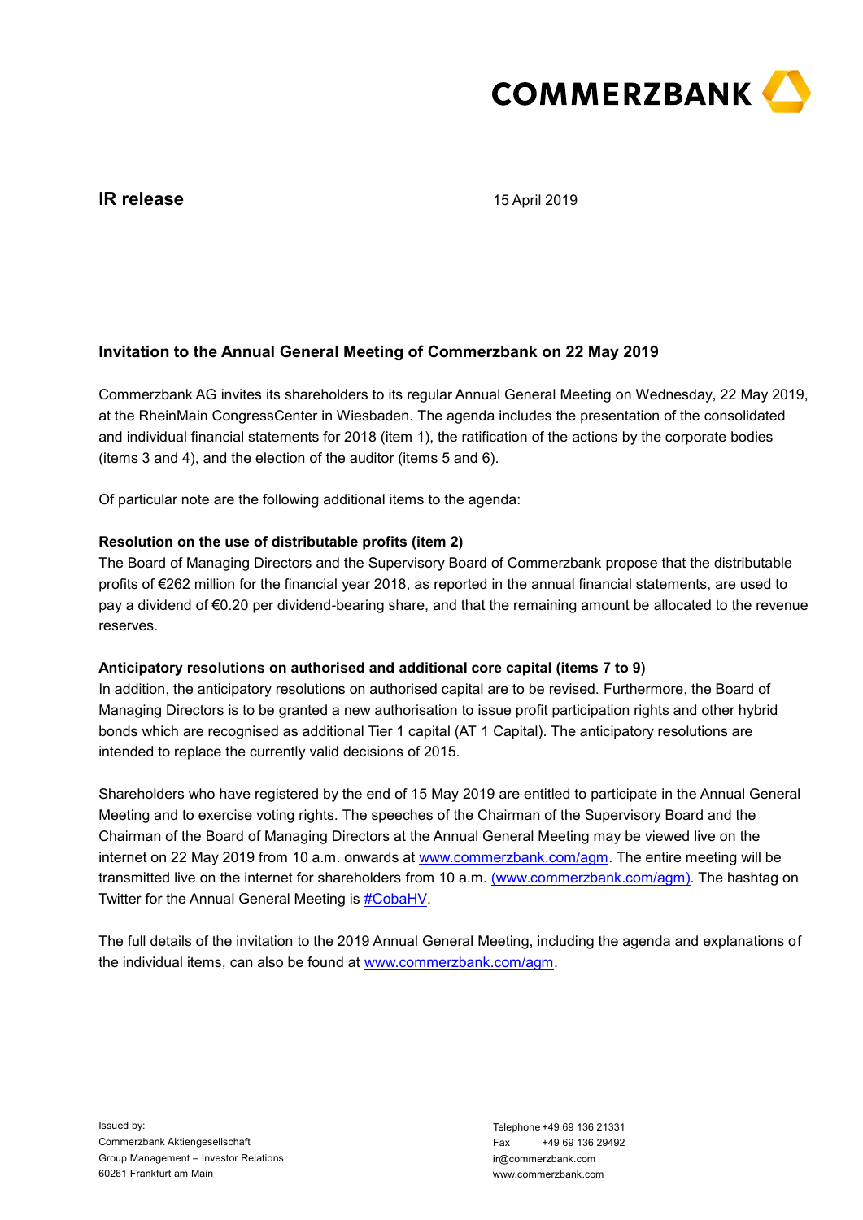COMMERZBANK

**IR release**

15 April 2019

## Invitation to the Annual General Meeting of Commerzbank on 22 May 2019

Commerzbank AG invites its shareholders to its regular Annual General Meeting on Wednesday, 22 May 2019, at the RheinMain CongressCenter in Wiesbaden. The agenda includes the presentation of the consolidated and individual financial statements for 2018 (item 1), the ratification of the actions by the corporate bodies (items 3 and 4), and the election of the auditor (items 5 and 6).

Of particular note are the following additional items to the agenda:

**Resolution on the use of distributable profits (item 2)**

The Board of Managing Directors and the Supervisory Board of Commerzbank propose that the distributable profits of €262 million for the financial year 2018, as reported in the annual financial statements, are used to pay a dividend of €0.20 per dividend-bearing share, and that the remaining amount be allocated to the revenue reserves.

**Anticipatory resolutions on authorised and additional core capital (items 7 to 9)**

In addition, the anticipatory resolutions on authorised capital are to be revised. Furthermore, the Board of Managing Directors is to be granted a new authorisation to issue profit participation rights and other hybrid bonds which are recognised as additional Tier 1 capital (AT 1 Capital). The anticipatory resolutions are intended to replace the currently valid decisions of 2015.

Shareholders who have registered by the end of 15 May 2019 are entitled to participate in the Annual General Meeting and to exercise voting rights. The speeches of the Chairman of the Supervisory Board and the Chairman of the Board of Managing Directors at the Annual General Meeting may be viewed live on the internet on 22 May 2019 from 10 a.m. onwards at www.commerzbank.com/agm. The entire meeting will be transmitted live on the internet for shareholders from 10 a.m. (www.commerzbank.com/agm). The hashtag on Twitter for the Annual General Meeting is #CobaHV.

The full details of the invitation to the 2019 Annual General Meeting, including the agenda and explanations of the individual items, can also be found at www.commerzbank.com/agm.

Issued by:
Commerzbank Aktiengesellschaft
Group Management – Investor Relations
60261 Frankfurt am Main

Telephone +49 69 136 21331
Fax +49 69 136 29492
ir@commerzbank.com
www.commerzbank.com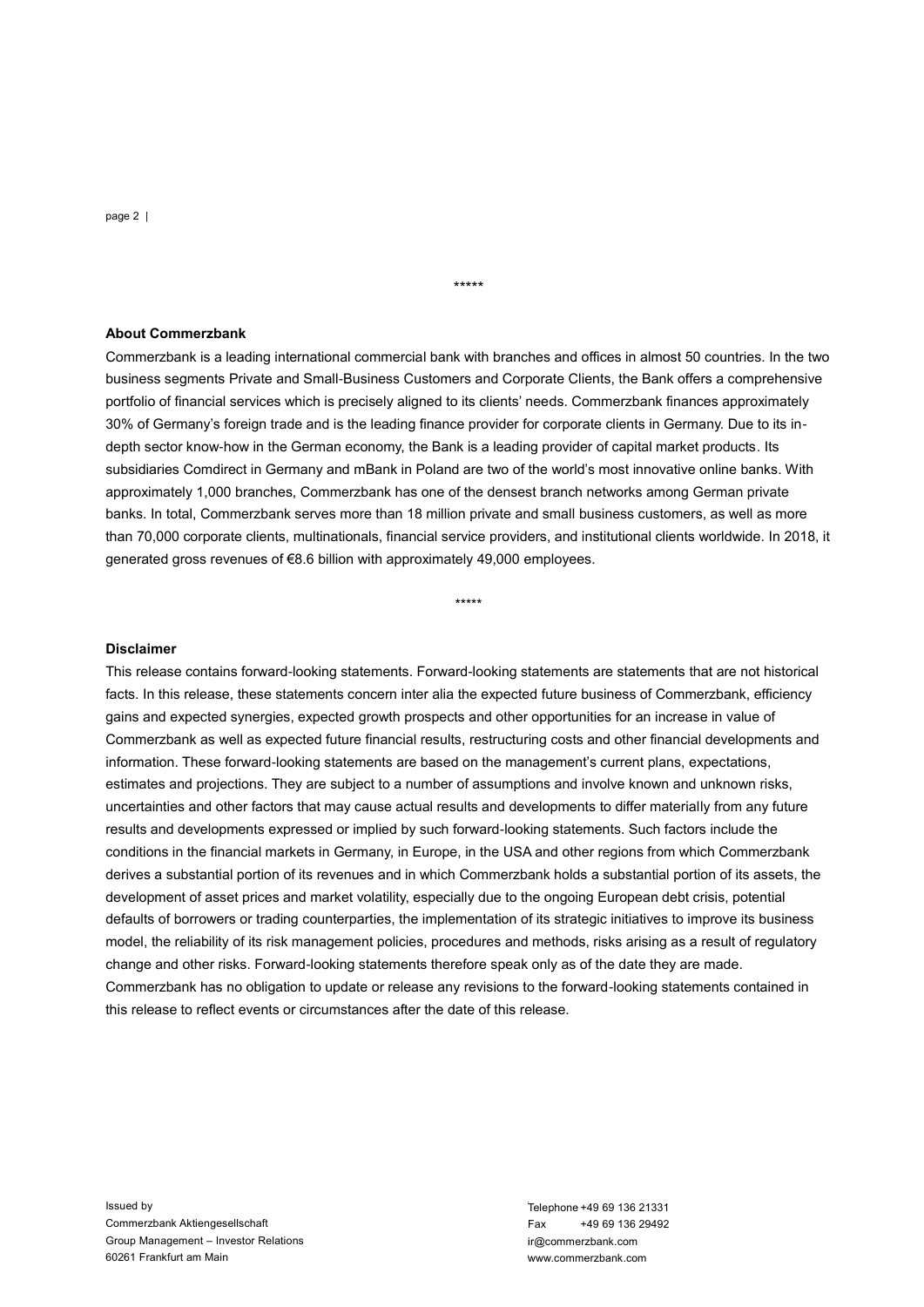\*\*\*\*\*

**About Commerzbank**

Commerzbank is a leading international commercial bank with branches and offices in almost 50 countries. In the two business segments Private and Small-Business Customers and Corporate Clients, the Bank offers a comprehensive portfolio of financial services which is precisely aligned to its clients' needs. Commerzbank finances approximately 30% of Germany's foreign trade and is the leading finance provider for corporate clients in Germany. Due to its in-depth sector know-how in the German economy, the Bank is a leading provider of capital market products. Its subsidiaries Comdirect in Germany and mBank in Poland are two of the world's most innovative online banks. With approximately 1,000 branches, Commerzbank has one of the densest branch networks among German private banks. In total, Commerzbank serves more than 18 million private and small business customers, as well as more than 70,000 corporate clients, multinationals, financial service providers, and institutional clients worldwide. In 2018, it generated gross revenues of €8.6 billion with approximately 49,000 employees.

\*\*\*\*\*

**Disclaimer**

This release contains forward-looking statements. Forward-looking statements are statements that are not historical facts. In this release, these statements concern inter alia the expected future business of Commerzbank, efficiency gains and expected synergies, expected growth prospects and other opportunities for an increase in value of Commerzbank as well as expected future financial results, restructuring costs and other financial developments and information. These forward-looking statements are based on the management's current plans, expectations, estimates and projections. They are subject to a number of assumptions and involve known and unknown risks, uncertainties and other factors that may cause actual results and developments to differ materially from any future results and developments expressed or implied by such forward-looking statements. Such factors include the conditions in the financial markets in Germany, in Europe, in the USA and other regions from which Commerzbank derives a substantial portion of its revenues and in which Commerzbank holds a substantial portion of its assets, the development of asset prices and market volatility, especially due to the ongoing European debt crisis, potential defaults of borrowers or trading counterparties, the implementation of its strategic initiatives to improve its business model, the reliability of its risk management policies, procedures and methods, risks arising as a result of regulatory change and other risks. Forward-looking statements therefore speak only as of the date they are made. Commerzbank has no obligation to update or release any revisions to the forward-looking statements contained in this release to reflect events or circumstances after the date of this release.

Issued by
Commerzbank Aktiengesellschaft
Group Management – Investor Relations
60261 Frankfurt am Main

Telephone +49 69 136 21331
Fax +49 69 136 29492
ir@commerzbank.com
www.commerzbank.com